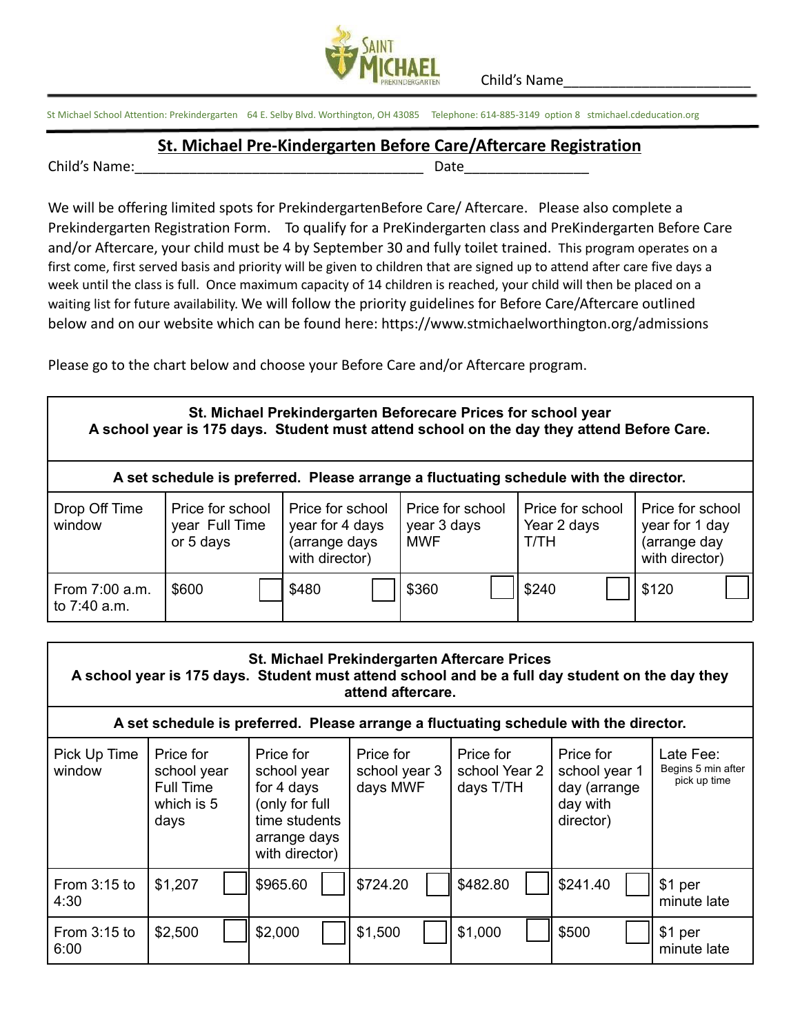Child's Name________________________

St Michael School Attention: Prekindergarten 64 E. Selby Blvd. Worthington, OH 43085 Telephone: 614-885-3149 option 8 stmichael.cdeducation.org

## St. Michael Pre-Kindergarten Before Care/Aftercare Registration

Child's Name:_____________________________________ Date________________

We will be offering limited spots for PrekindergartenBefore Care/ Aftercare. Please also complete a Prekindergarten Registration Form. To qualify for a PreKindergarten class and PreKindergarten Before Care and/or Aftercare, your child must be 4 by September 30 and fully toilet trained. This program operates on a first come, first served basis and priority will be given to children that are signed up to attend after care five days a week until the class is full. Once maximum capacity of 14 children is reached, your child will then be placed on a waiting list for future availability. We will follow the priority guidelines for Before Care/Aftercare outlined below and on our website which can be found here: https://www.stmichaelworthington.org/admissions

Please go to the chart below and choose your Before Care and/or Aftercare program.

| **St. Michael Prekindergarten Beforecare Prices for school year<br>A school year is 175 days. Student must attend school on the day they attend Before Care.** | | | | | |
|---|---|---|---|---|---|
| **A set schedule is preferred. Please arrange a fluctuating schedule with the director.** | | | | | |
| Drop Off Time window | Price for school year Full Time or 5 days | Price for school year for 4 days (arrange days with director) | Price for school year 3 days MWF | Price for school Year 2 days T/TH | Price for school year for 1 day (arrange day with director) |
| From 7:00 a.m. to 7:40 a.m. | $600 ☐ | $480 ☐ | $360 ☐ | $240 ☐ | $120 ☐ |

| **St. Michael Prekindergarten Aftercare Prices<br>A school year is 175 days. Student must attend school and be a full day student on the day they attend aftercare.** | | | | | | |
|---|---|---|---|---|---|---|
| **A set schedule is preferred. Please arrange a fluctuating schedule with the director.** | | | | | | |
| Pick Up Time window | Price for school year Full Time which is 5 days | Price for school year for 4 days (only for full time students arrange days with director) | Price for school year 3 days MWF | Price for school Year 2 days T/TH | Price for school year 1 day (arrange day with director) | Late Fee: Begins 5 min after pick up time |
| From 3:15 to 4:30 | $1,207 ☐ | $965.60 ☐ | $724.20 ☐ | $482.80 ☐ | $241.40 ☐ | $1 per minute late |
| From 3:15 to 6:00 | $2,500 ☐ | $2,000 ☐ | $1,500 ☐ | $1,000 ☐ | $500 ☐ | $1 per minute late |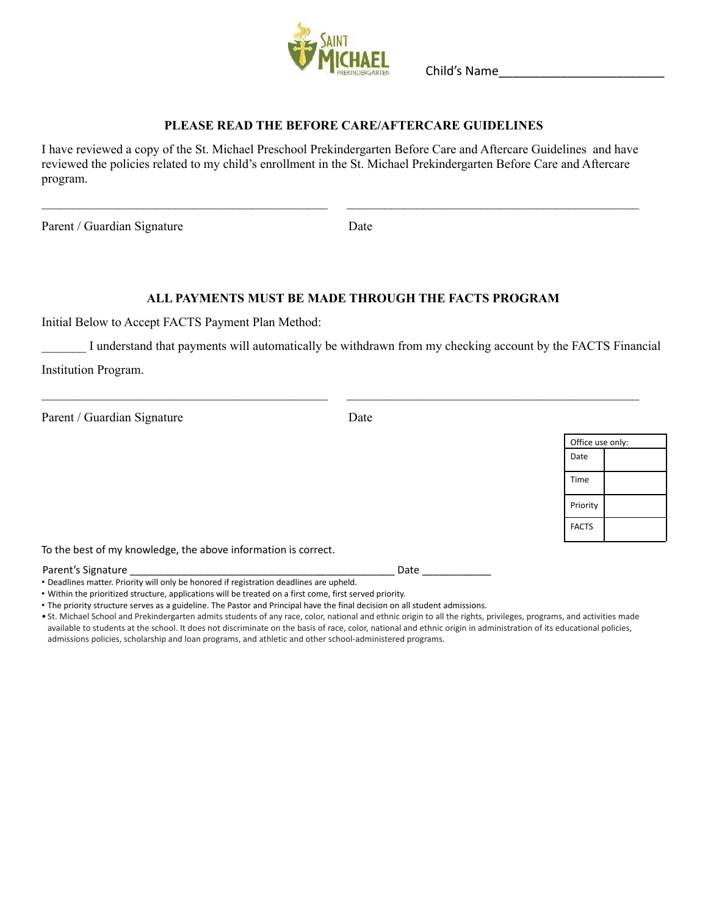Child's Name________________________

**PLEASE READ THE BEFORE CARE/AFTERCARE GUIDELINES**

I have reviewed a copy of the St. Michael Preschool Prekindergarten Before Care and Aftercare Guidelines and have reviewed the policies related to my child's enrollment in the St. Michael Prekindergarten Before Care and Aftercare program.

_____________________________________________ _____________________________________________

Parent / Guardian Signature Date

**ALL PAYMENTS MUST BE MADE THROUGH THE FACTS PROGRAM**

Initial Below to Accept FACTS Payment Plan Method:

_______ I understand that payments will automatically be withdrawn from my checking account by the FACTS Financial Institution Program.

_____________________________________________ _____________________________________________

Parent / Guardian Signature Date

| Office use only: | |
|---|---|
| Date | |
| Time | |
| Priority | |
| FACTS | |

To the best of my knowledge, the above information is correct.

Parent's Signature _______________________________________________ Date ____________

- Deadlines matter. Priority will only be honored if registration deadlines are upheld.
- Within the prioritized structure, applications will be treated on a first come, first served priority.
- The priority structure serves as a guideline. The Pastor and Principal have the final decision on all student admissions.
- St. Michael School and Prekindergarten admits students of any race, color, national and ethnic origin to all the rights, privileges, programs, and activities made available to students at the school. It does not discriminate on the basis of race, color, national and ethnic origin in administration of its educational policies, admissions policies, scholarship and loan programs, and athletic and other school-administered programs.